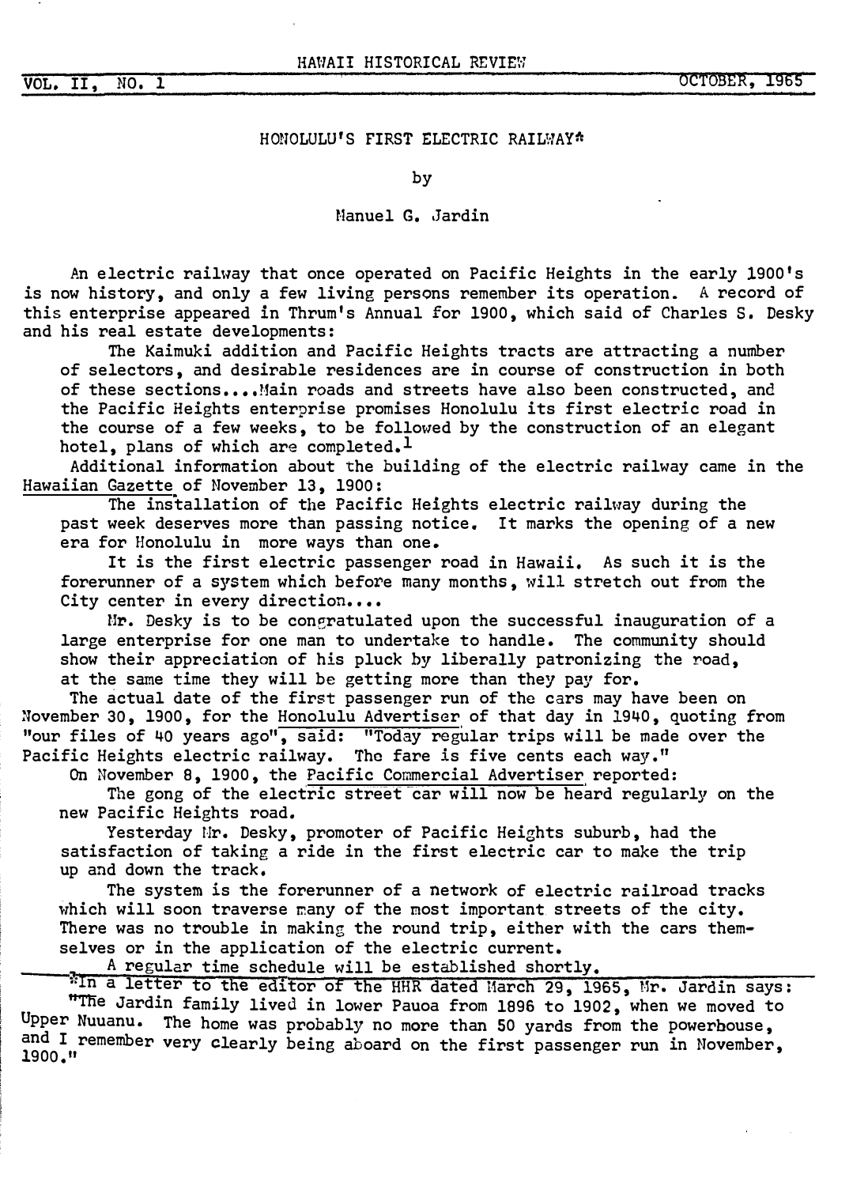# HONOLULU'S FIRST ELECTRIC RAILWAY*

by

Manuel G. Jardin

An electric railway that once operated on Pacific Heights in the early 1900's is now history, and only a few living persons remember its operation. A record of this enterprise appeared in Thrum's Annual for 1900, which said of Charles S. Desky and his real estate developments:

> The Kaimuki addition and Pacific Heights tracts are attracting a number of selectors, and desirable residences are in course of construction in both of these sections....Main roads and streets have also been constructed, and the Pacific Heights enterprise promises Honolulu its first electric road in the course of a few weeks, to be followed by the construction of an elegant hotel, plans of which are completed.[1]

Additional information about the building of the electric railway came in the Hawaiian Gazette of November 13, 1900:

> The installation of the Pacific Heights electric railway during the past week deserves more than passing notice. It marks the opening of a new era for Honolulu in more ways than one.
>
> It is the first electric passenger road in Hawaii. As such it is the forerunner of a system which before many months, will stretch out from the City center in every direction....
>
> Mr. Desky is to be congratulated upon the successful inauguration of a large enterprise for one man to undertake to handle. The community should show their appreciation of his pluck by liberally patronizing the road, at the same time they will be getting more than they pay for.

The actual date of the first passenger run of the cars may have been on November 30, 1900, for the Honolulu Advertiser of that day in 1940, quoting from "our files of 40 years ago", said: "Today regular trips will be made over the Pacific Heights electric railway. The fare is five cents each way."

On November 8, 1900, the Pacific Commercial Advertiser reported:

> The gong of the electric street car will now be heard regularly on the new Pacific Heights road.
>
> Yesterday Mr. Desky, promoter of Pacific Heights suburb, had the satisfaction of taking a ride in the first electric car to make the trip up and down the track.
>
> The system is the forerunner of a network of electric railroad tracks which will soon traverse many of the most important streets of the city. There was no trouble in making the round trip, either with the cars themselves or in the application of the electric current.
>
> A regular time schedule will be established shortly.

---

*In a letter to the editor of the HHR dated March 29, 1965, Mr. Jardin says: "The Jardin family lived in lower Pauoa from 1896 to 1902, when we moved to Upper Nuuanu. The home was probably no more than 50 yards from the powerhouse, and I remember very clearly being aboard on the first passenger run in November, 1900."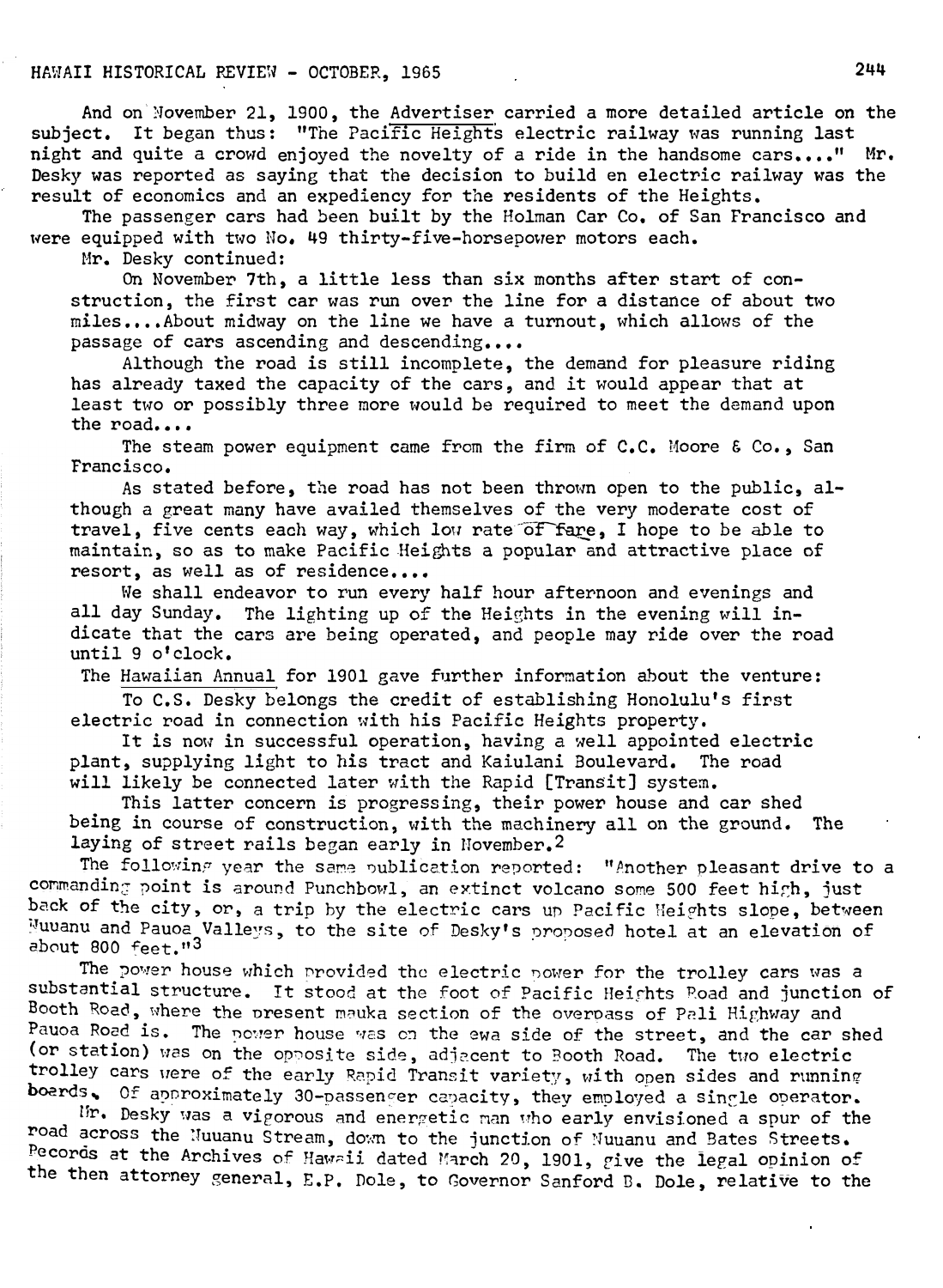And on November 21, 1900, the Advertiser carried a more detailed article on the subject. It began thus: "The Pacific Heights electric railway was running last night and quite a crowd enjoyed the novelty of a ride in the handsome cars...." Mr. Desky was reported as saying that the decision to build en electric railway was the result of economics and an expediency for the residents of the Heights.

The passenger cars had been built by the Holman Car Co. of San Francisco and were equipped with two No. 49 thirty-five-horsepower motors each.

Mr. Desky continued:

> On November 7th, a little less than six months after start of construction, the first car was run over the line for a distance of about two miles....About midway on the line we have a turnout, which allows of the passage of cars ascending and descending....
>
> Although the road is still incomplete, the demand for pleasure riding has already taxed the capacity of the cars, and it would appear that at least two or possibly three more would be required to meet the demand upon the road....
>
> The steam power equipment came from the firm of C.C. Moore & Co., San Francisco.
>
> As stated before, the road has not been thrown open to the public, although a great many have availed themselves of the very moderate cost of travel, five cents each way, which low rate of fare, I hope to be able to maintain, so as to make Pacific Heights a popular and attractive place of resort, as well as of residence....
>
> We shall endeavor to run every half hour afternoon and evenings and all day Sunday. The lighting up of the Heights in the evening will indicate that the cars are being operated, and people may ride over the road until 9 o'clock.

The Hawaiian Annual for 1901 gave further information about the venture:

> To C.S. Desky belongs the credit of establishing Honolulu's first electric road in connection with his Pacific Heights property.
>
> It is now in successful operation, having a well appointed electric plant, supplying light to his tract and Kaiulani Boulevard. The road will likely be connected later with the Rapid [Transit] system.
>
> This latter concern is progressing, their power house and car shed being in course of construction, with the machinery all on the ground. The laying of street rails began early in November.[2]

The following year the same publication reported: "Another pleasant drive to a commanding point is around Punchbowl, an extinct volcano some 500 feet high, just back of the city, or, a trip by the electric cars up Pacific Heights slope, between Nuuanu and Pauoa Valleys, to the site of Desky's proposed hotel at an elevation of about 800 feet."[3]

The power house which provided the electric power for the trolley cars was a substantial structure. It stood at the foot of Pacific Heights Road and junction of Booth Road, where the present mauka section of the overpass of Pali Highway and Pauoa Road is. The power house was on the ewa side of the street, and the car shed (or station) was on the opposite side, adjacent to Booth Road. The two electric trolley cars were of the early Rapid Transit variety, with open sides and running boards. Of approximately 30-passenger capacity, they employed a single operator.

Mr. Desky was a vigorous and energetic man who early envisioned a spur of the road across the Nuuanu Stream, down to the junction of Nuuanu and Bates Streets. Records at the Archives of Hawaii dated March 20, 1901, give the legal opinion of the then attorney general, E.P. Dole, to Governor Sanford B. Dole, relative to the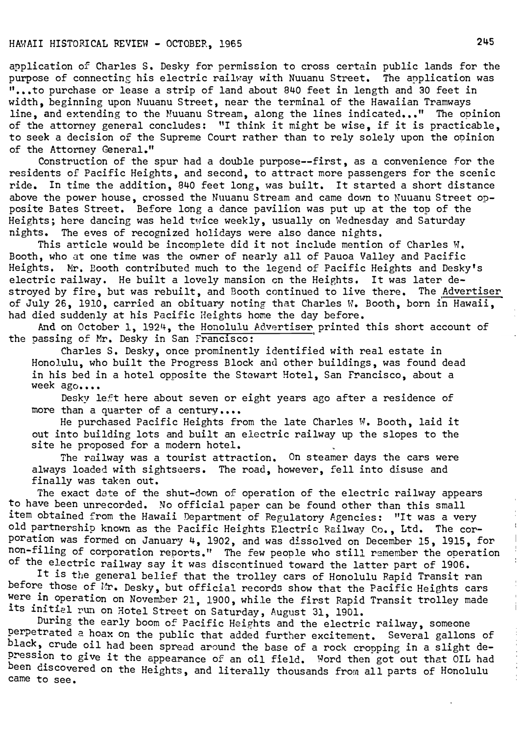application of Charles S. Desky for permission to cross certain public lands for the purpose of connecting his electric railway with Nuuanu Street. The application was "...to purchase or lease a strip of land about 840 feet in length and 30 feet in width, beginning upon Nuuanu Street, near the terminal of the Hawaiian Tramways line, and extending to the Nuuanu Stream, along the lines indicated..." The opinion of the attorney general concludes: "I think it might be wise, if it is practicable, to seek a decision of the Supreme Court rather than to rely solely upon the opinion of the Attorney General."

Construction of the spur had a double purpose--first, as a convenience for the residents of Pacific Heights, and second, to attract more passengers for the scenic ride. In time the addition, 840 feet long, was built. It started a short distance above the power house, crossed the Nuuanu Stream and came down to Nuuanu Street opposite Bates Street. Before long a dance pavilion was put up at the top of the Heights; here dancing was held twice weekly, usually on Wednesday and Saturday nights. The eves of recognized holidays were also dance nights.

This article would be incomplete did it not include mention of Charles W. Booth, who at one time was the owner of nearly all of Pauoa Valley and Pacific Heights. Mr. Booth contributed much to the legend of Pacific Heights and Desky's electric railway. He built a lovely mansion on the Heights. It was later destroyed by fire, but was rebuilt, and Booth continued to live there. The Advertiser of July 26, 1910, carried an obituary noting that Charles W. Booth, born in Hawaii, had died suddenly at his Pacific Heights home the day before.

And on October 1, 1924, the Honolulu Advertiser printed this short account of the passing of Mr. Desky in San Francisco:

> Charles S. Desky, once prominently identified with real estate in Honolulu, who built the Progress Block and other buildings, was found dead in his bed in a hotel opposite the Stewart Hotel, San Francisco, about a week ago....
>
> Desky left here about seven or eight years ago after a residence of more than a quarter of a century....
>
> He purchased Pacific Heights from the late Charles W. Booth, laid it out into building lots and built an electric railway up the slopes to the site he proposed for a modern hotel.
>
> The railway was a tourist attraction. On steamer days the cars were always loaded with sightseers. The road, however, fell into disuse and finally was taken out.

The exact date of the shut-down of operation of the electric railway appears to have been unrecorded. No official paper can be found other than this small item obtained from the Hawaii Department of Regulatory Agencies: "It was a very old partnership known as the Pacific Heights Electric Railway Co., Ltd. The corporation was formed on January 4, 1902, and was dissolved on December 15, 1915, for non-filing of corporation reports." The few people who still remember the operation of the electric railway say it was discontinued toward the latter part of 1906.

It is the general belief that the trolley cars of Honolulu Rapid Transit ran before those of Mr. Desky, but official records show that the Pacific Heights cars were in operation on November 21, 1900, while the first Rapid Transit trolley made its initial run on Hotel Street on Saturday, August 31, 1901.

During the early boom of Pacific Heights and the electric railway, someone perpetrated a hoax on the public that added further excitement. Several gallons of black, crude oil had been spread around the base of a rock cropping in a slight depression to give it the appearance of an oil field. Word then got out that OIL had been discovered on the Heights, and literally thousands from all parts of Honolulu came to see.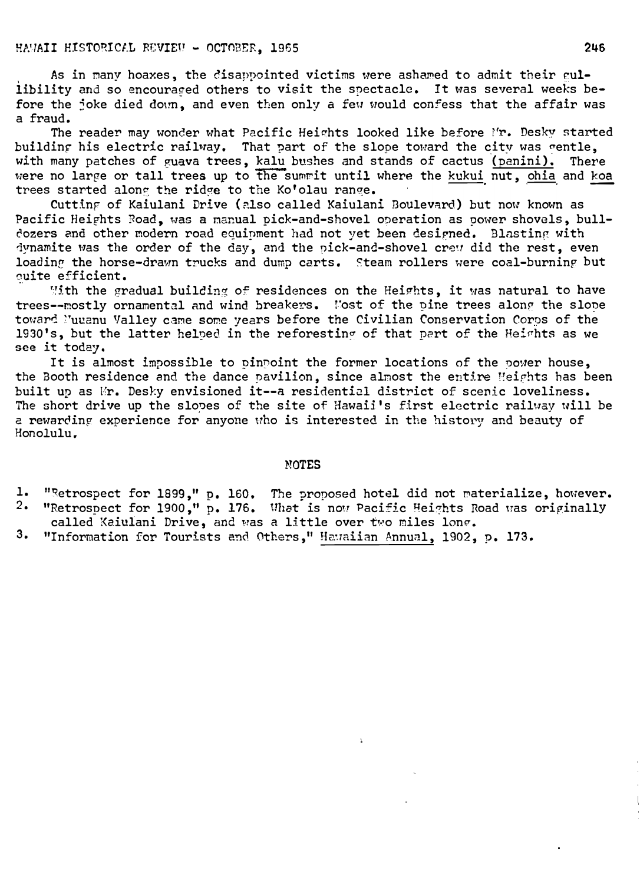As in many hoaxes, the disappointed victims were ashamed to admit their gullibility and so encouraged others to visit the spectacle. It was several weeks before the joke died down, and even then only a few would confess that the affair was a fraud.

The reader may wonder what Pacific Heights looked like before Mr. Desky started building his electric railway. That part of the slope toward the city was gentle, with many patches of guava trees, kalu bushes and stands of cactus (panini). There were no large or tall trees up to the summit until where the kukui nut, ohia and koa trees started along the ridge to the Ko'olau range.

Cutting of Kaiulani Drive (also called Kaiulani Boulevard) but now known as Pacific Heights Road, was a manual pick-and-shovel operation as power shovels, bulldozers and other modern road equipment had not yet been designed. Blasting with dynamite was the order of the day, and the pick-and-shovel crew did the rest, even loading the horse-drawn trucks and dump carts. Steam rollers were coal-burning but quite efficient.

With the gradual building of residences on the Heights, it was natural to have trees--mostly ornamental and wind breakers. Most of the pine trees along the slope toward Nuuanu Valley came some years before the Civilian Conservation Corps of the 1930's, but the latter helped in the reforesting of that part of the Heights as we see it today.

It is almost impossible to pinpoint the former locations of the power house, the Booth residence and the dance pavilion, since almost the entire Heights has been built up as Mr. Desky envisioned it--a residential district of scenic loveliness. The short drive up the slopes of the site of Hawaii's first electric railway will be a rewarding experience for anyone who is interested in the history and beauty of Honolulu.

## NOTES

1. "Retrospect for 1899," p. 160. The proposed hotel did not materialize, however.
2. "Retrospect for 1900," p. 176. What is now Pacific Heights Road was originally called Kaiulani Drive, and was a little over two miles long.
3. "Information for Tourists and Others," Hawaiian Annual, 1902, p. 173.